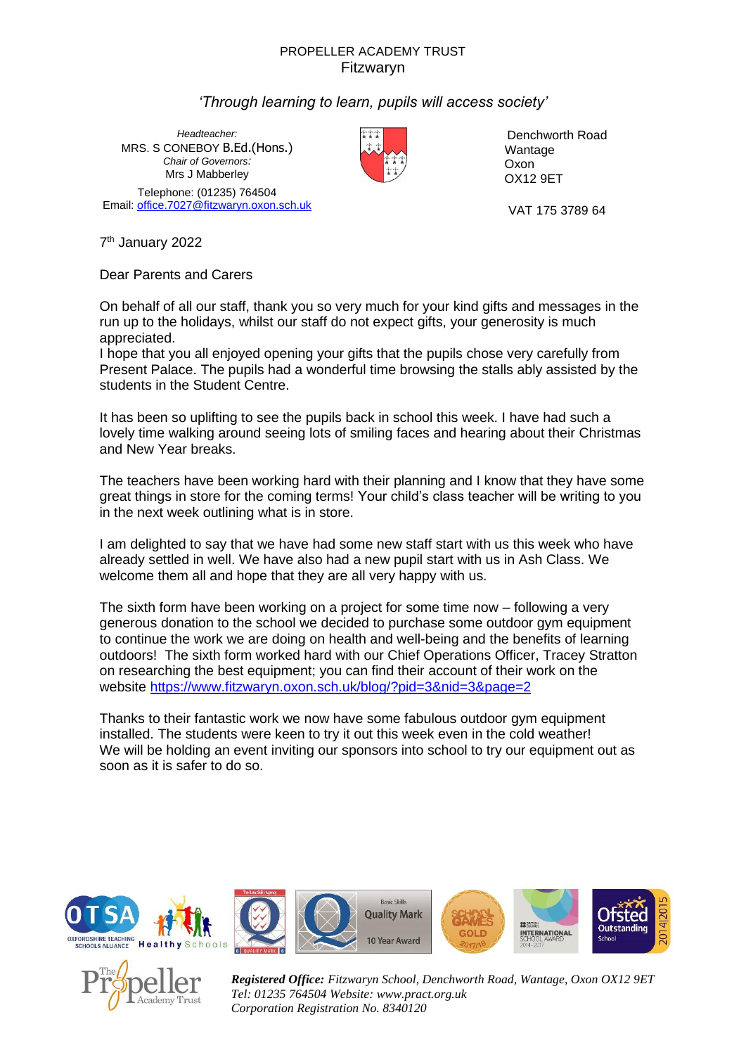PROPELLER ACADEMY TRUST
Fitzwaryn

*'Through learning to learn, pupils will access society'*

*Headteacher:*
MRS. S CONEBOY B.Ed.(Hons.)
*Chair of Governors:*
Mrs J Mabberley

Telephone: (01235) 764504
Email: office.7027@fitzwaryn.oxon.sch.uk

Denchworth Road
Wantage
Oxon
OX12 9ET

VAT 175 3789 64

7th January 2022

Dear Parents and Carers

On behalf of all our staff, thank you so very much for your kind gifts and messages in the run up to the holidays, whilst our staff do not expect gifts, your generosity is much appreciated.
I hope that you all enjoyed opening your gifts that the pupils chose very carefully from Present Palace. The pupils had a wonderful time browsing the stalls ably assisted by the students in the Student Centre.

It has been so uplifting to see the pupils back in school this week. I have had such a lovely time walking around seeing lots of smiling faces and hearing about their Christmas and New Year breaks.

The teachers have been working hard with their planning and I know that they have some great things in store for the coming terms! Your child's class teacher will be writing to you in the next week outlining what is in store.

I am delighted to say that we have had some new staff start with us this week who have already settled in well. We have also had a new pupil start with us in Ash Class. We welcome them all and hope that they are all very happy with us.

The sixth form have been working on a project for some time now – following a very generous donation to the school we decided to purchase some outdoor gym equipment to continue the work we are doing on health and well-being and the benefits of learning outdoors! The sixth form worked hard with our Chief Operations Officer, Tracey Stratton on researching the best equipment; you can find their account of their work on the website https://www.fitzwaryn.oxon.sch.uk/blog/?pid=3&nid=3&page=2

Thanks to their fantastic work we now have some fabulous outdoor gym equipment installed. The students were keen to try it out this week even in the cold weather!
We will be holding an event inviting our sponsors into school to try our equipment out as soon as it is safer to do so.

***Registered Office:*** *Fitzwaryn School, Denchworth Road, Wantage, Oxon OX12 9ET*
*Tel: 01235 764504 Website: www.pract.org.uk*
*Corporation Registration No. 8340120*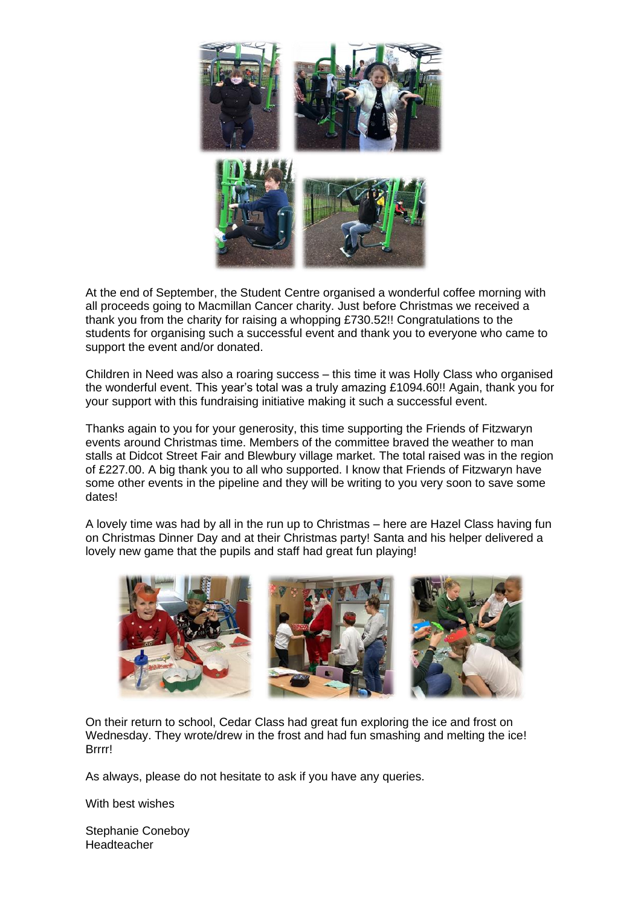At the end of September, the Student Centre organised a wonderful coffee morning with all proceeds going to Macmillan Cancer charity. Just before Christmas we received a thank you from the charity for raising a whopping £730.52!! Congratulations to the students for organising such a successful event and thank you to everyone who came to support the event and/or donated.

Children in Need was also a roaring success – this time it was Holly Class who organised the wonderful event. This year's total was a truly amazing £1094.60!! Again, thank you for your support with this fundraising initiative making it such a successful event.

Thanks again to you for your generosity, this time supporting the Friends of Fitzwaryn events around Christmas time. Members of the committee braved the weather to man stalls at Didcot Street Fair and Blewbury village market. The total raised was in the region of £227.00. A big thank you to all who supported. I know that Friends of Fitzwaryn have some other events in the pipeline and they will be writing to you very soon to save some dates!

A lovely time was had by all in the run up to Christmas – here are Hazel Class having fun on Christmas Dinner Day and at their Christmas party! Santa and his helper delivered a lovely new game that the pupils and staff had great fun playing!

On their return to school, Cedar Class had great fun exploring the ice and frost on Wednesday. They wrote/drew in the frost and had fun smashing and melting the ice! Brrrr!

As always, please do not hesitate to ask if you have any queries.

With best wishes

Stephanie Coneboy
Headteacher